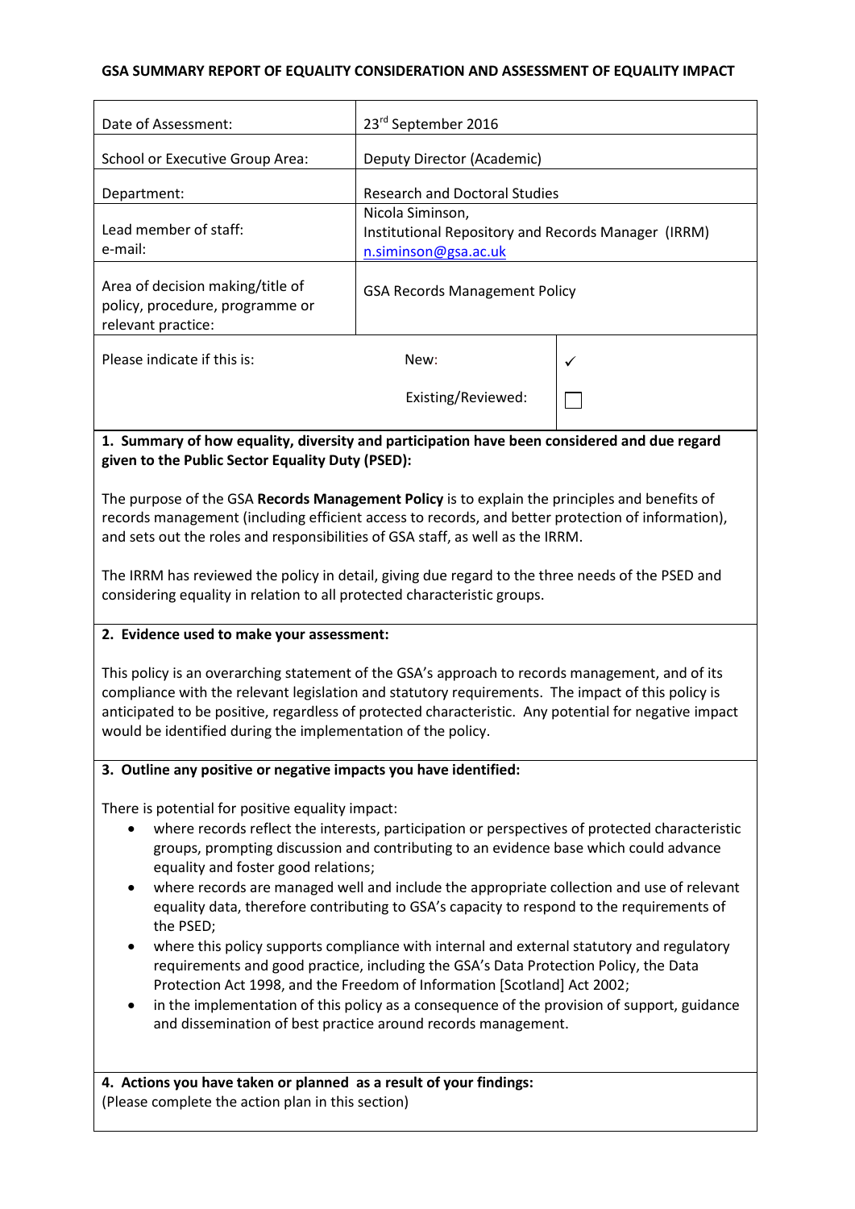**GSA SUMMARY REPORT OF EQUALITY CONSIDERATION AND ASSESSMENT OF EQUALITY IMPACT**

| | |
|---|---|
| Date of Assessment: | 23rd September 2016 |
| School or Executive Group Area: | Deputy Director (Academic) |
| Department: | Research and Doctoral Studies |
| Lead member of staff:<br>e-mail: | Nicola Siminson,<br>Institutional Repository and Records Manager (IRRM)<br>n.siminson@gsa.ac.uk |
| Area of decision making/title of policy, procedure, programme or relevant practice: | GSA Records Management Policy |

| Please indicate if this is: | | |
|---|---|---|
| | New: | ✓ |
| | Existing/Reviewed: | ☐ |

**1. Summary of how equality, diversity and participation have been considered and due regard given to the Public Sector Equality Duty (PSED):**

The purpose of the GSA **Records Management Policy** is to explain the principles and benefits of records management (including efficient access to records, and better protection of information), and sets out the roles and responsibilities of GSA staff, as well as the IRRM.

The IRRM has reviewed the policy in detail, giving due regard to the three needs of the PSED and considering equality in relation to all protected characteristic groups.

**2. Evidence used to make your assessment:**

This policy is an overarching statement of the GSA's approach to records management, and of its compliance with the relevant legislation and statutory requirements. The impact of this policy is anticipated to be positive, regardless of protected characteristic. Any potential for negative impact would be identified during the implementation of the policy.

**3. Outline any positive or negative impacts you have identified:**

There is potential for positive equality impact:

- where records reflect the interests, participation or perspectives of protected characteristic groups, prompting discussion and contributing to an evidence base which could advance equality and foster good relations;
- where records are managed well and include the appropriate collection and use of relevant equality data, therefore contributing to GSA's capacity to respond to the requirements of the PSED;
- where this policy supports compliance with internal and external statutory and regulatory requirements and good practice, including the GSA's Data Protection Policy, the Data Protection Act 1998, and the Freedom of Information [Scotland] Act 2002;
- in the implementation of this policy as a consequence of the provision of support, guidance and dissemination of best practice around records management.

**4. Actions you have taken or planned as a result of your findings:**
(Please complete the action plan in this section)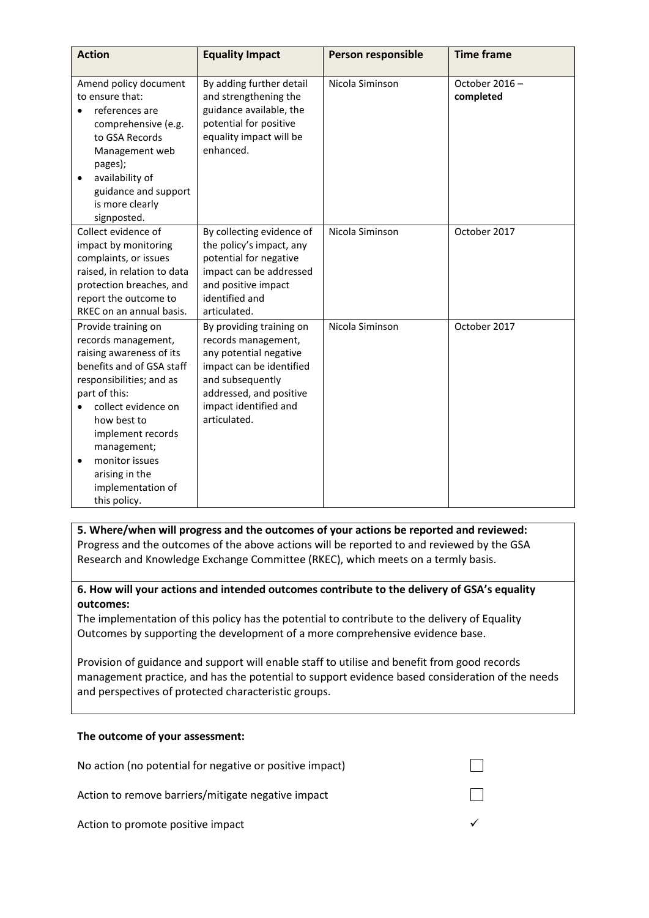| Action | Equality Impact | Person responsible | Time frame |
|---|---|---|---|
| Amend policy document to ensure that:<br>• references are comprehensive (e.g. to GSA Records Management web pages);<br>• availability of guidance and support is more clearly signposted. | By adding further detail and strengthening the guidance available, the potential for positive equality impact will be enhanced. | Nicola Siminson | October 2016 – **completed** |
| Collect evidence of impact by monitoring complaints, or issues raised, in relation to data protection breaches, and report the outcome to RKEC on an annual basis. | By collecting evidence of the policy's impact, any potential for negative impact can be addressed and positive impact identified and articulated. | Nicola Siminson | October 2017 |
| Provide training on records management, raising awareness of its benefits and of GSA staff responsibilities; and as part of this:<br>• collect evidence on how best to implement records management;<br>• monitor issues arising in the implementation of this policy. | By providing training on records management, any potential negative impact can be identified and subsequently addressed, and positive impact identified and articulated. | Nicola Siminson | October 2017 |

**5. Where/when will progress and the outcomes of your actions be reported and reviewed:**

Progress and the outcomes of the above actions will be reported to and reviewed by the GSA Research and Knowledge Exchange Committee (RKEC), which meets on a termly basis.

**6. How will your actions and intended outcomes contribute to the delivery of GSA's equality outcomes:**

The implementation of this policy has the potential to contribute to the delivery of Equality Outcomes by supporting the development of a more comprehensive evidence base.

Provision of guidance and support will enable staff to utilise and benefit from good records management practice, and has the potential to support evidence based consideration of the needs and perspectives of protected characteristic groups.

**The outcome of your assessment:**

No action (no potential for negative or positive impact) ☐

Action to remove barriers/mitigate negative impact ☐

Action to promote positive impact ✓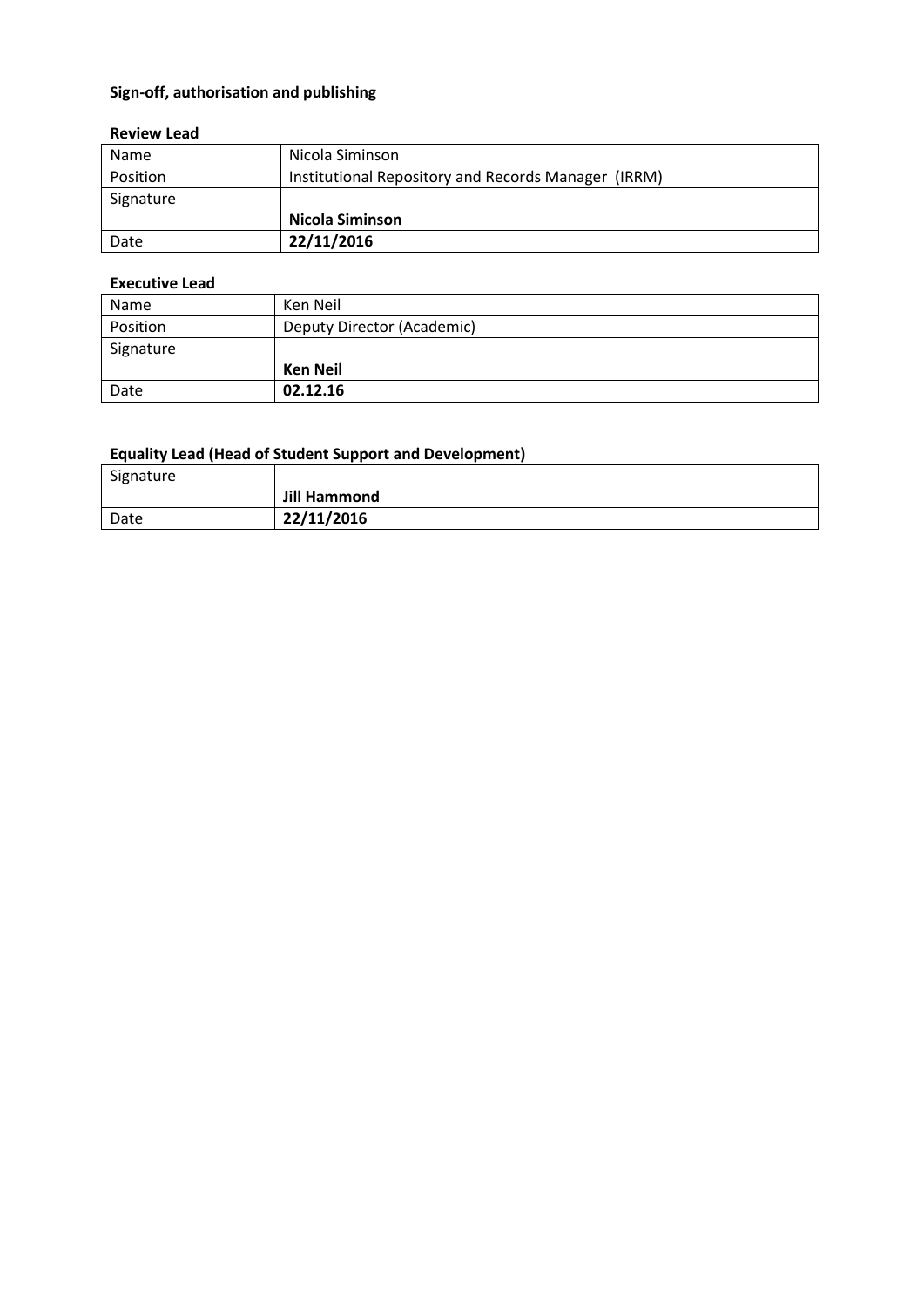**Sign-off, authorisation and publishing**

**Review Lead**

| | |
|---|---|
| Name | Nicola Siminson |
| Position | Institutional Repository and Records Manager (IRRM) |
| Signature | **Nicola Siminson** |
| Date | **22/11/2016** |

**Executive Lead**

| | |
|---|---|
| Name | Ken Neil |
| Position | Deputy Director (Academic) |
| Signature | **Ken Neil** |
| Date | **02.12.16** |

**Equality Lead (Head of Student Support and Development)**

| | |
|---|---|
| Signature | **Jill Hammond** |
| Date | **22/11/2016** |